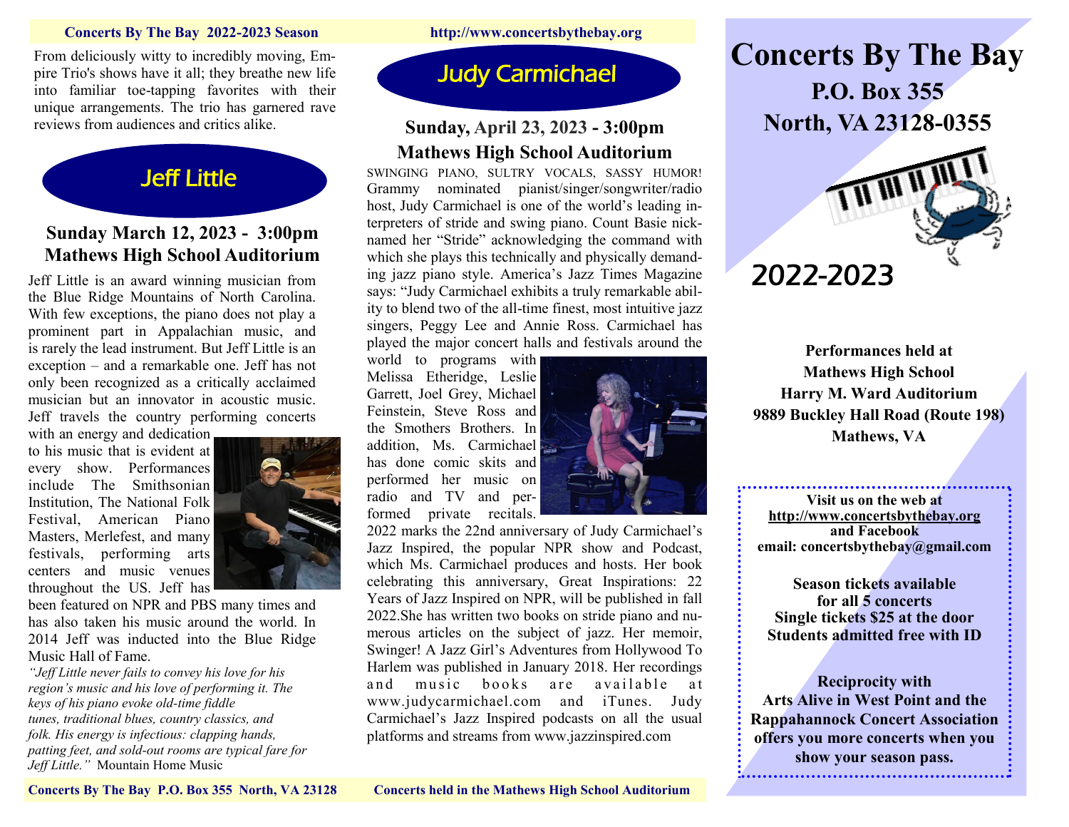From deliciously witty to incredibly moving, Empire Trio's shows have it all; they breathe new life into familiar toe-tapping favorites with their unique arrangements. The trio has garnered rave reviews from audiences and critics alike.

## Jeff Little

**Sunday March 12, 2023 - 3:00pm**
**Mathews High School Auditorium**

Jeff Little is an award winning musician from the Blue Ridge Mountains of North Carolina. With few exceptions, the piano does not play a prominent part in Appalachian music, and is rarely the lead instrument. But Jeff Little is an exception – and a remarkable one. Jeff has not only been recognized as a critically acclaimed musician but an innovator in acoustic music. Jeff travels the country performing concerts with an energy and dedication to his music that is evident at every show. Performances include The Smithsonian Institution, The National Folk Festival, American Piano Masters, Merlefest, and many festivals, performing arts centers and music venues throughout the US. Jeff has been featured on NPR and PBS many times and has also taken his music around the world. In 2014 Jeff was inducted into the Blue Ridge Music Hall of Fame.

*"Jeff Little never fails to convey his love for his region's music and his love of performing it. The keys of his piano evoke old-time fiddle tunes, traditional blues, country classics, and folk. His energy is infectious: clapping hands, patting feet, and sold-out rooms are typical fare for Jeff Little."* Mountain Home Music

## Judy Carmichael

**Sunday, April 23, 2023 - 3:00pm**
**Mathews High School Auditorium**

SWINGING PIANO, SULTRY VOCALS, SASSY HUMOR! Grammy nominated pianist/singer/songwriter/radio host, Judy Carmichael is one of the world's leading interpreters of stride and swing piano. Count Basie nicknamed her "Stride" acknowledging the command with which she plays this technically and physically demanding jazz piano style. America's Jazz Times Magazine says: "Judy Carmichael exhibits a truly remarkable ability to blend two of the all-time finest, most intuitive jazz singers, Peggy Lee and Annie Ross. Carmichael has played the major concert halls and festivals around the world to programs with Melissa Etheridge, Leslie Garrett, Joel Grey, Michael Feinstein, Steve Ross and the Smothers Brothers. In addition, Ms. Carmichael has done comic skits and performed her music on radio and TV and performed private recitals. 2022 marks the 22nd anniversary of Judy Carmichael's Jazz Inspired, the popular NPR show and Podcast, which Ms. Carmichael produces and hosts. Her book celebrating this anniversary, Great Inspirations: 22 Years of Jazz Inspired on NPR, will be published in fall 2022.She has written two books on stride piano and numerous articles on the subject of jazz. Her memoir, Swinger! A Jazz Girl's Adventures from Hollywood To Harlem was published in January 2018. Her recordings and music books are available at www.judycarmichael.com and iTunes. Judy Carmichael's Jazz Inspired podcasts on all the usual platforms and streams from www.jazzinspired.com

# Concerts By The Bay

**P.O. Box 355**
**North, VA 23128-0355**

## 2022-2023

**Performances held at**
**Mathews High School**
**Harry M. Ward Auditorium**
**9889 Buckley Hall Road (Route 198)**
**Mathews, VA**

**Visit us on the web at**
**http://www.concertsbythebay.org**
**and Facebook**
**email: concertsbythebay@gmail.com**

**Season tickets available**
**for all 5 concerts**
**Single tickets $25 at the door**
**Students admitted free with ID**

**Reciprocity with**
**Arts Alive in West Point and the Rappahannock Concert Association offers you more concerts when you show your season pass.**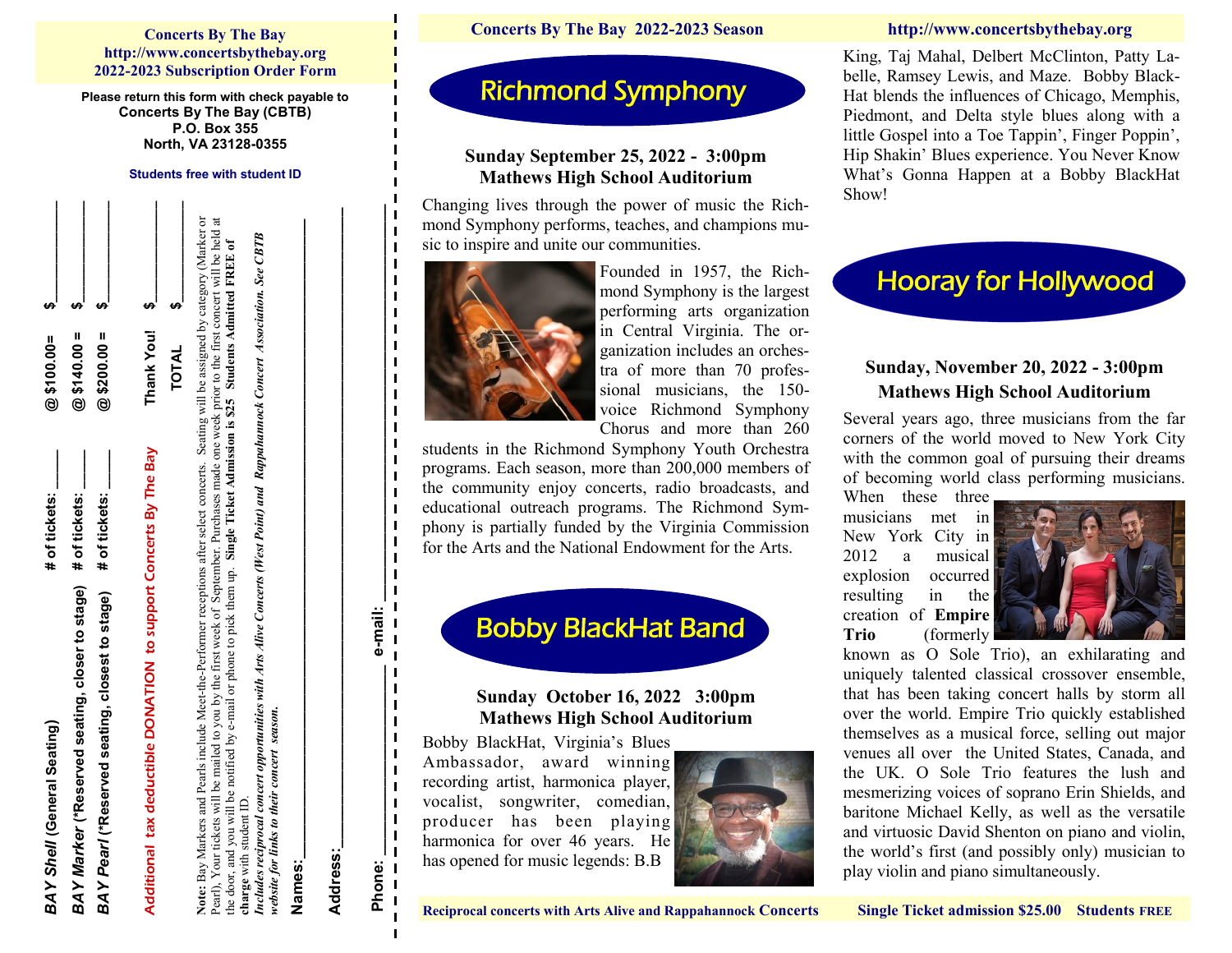**Concerts By The Bay**
**http://www.concertsbythebay.org**
**2022-2023 Subscription Order Form**

**Please return this form with check payable to**
**Concerts By The Bay (CBTB)**
**P.O. Box 355**
**North, VA 23128-0355**

**Students free with student ID**

***BAY Shell*** **(General Seating)** **# of tickets: ____ @ $100.00= $________**

***BAY Marker*** **(\*Reserved seating, closer to stage)** **# of tickets: ____ @ $140.00 = $________**

***BAY Pearl*** **(\*Reserved seating, closest to stage)** **# of tickets: ____ @ $200.00 = $________**

**Additional tax deductible DONATION to support Concerts By The Bay** **Thank You! $________**

**TOTAL $________**

**Note:** Bay Markers and Pearls include Meet-the-Performer receptions after select concerts. Seating will be assigned by category (Marker or Pearl). Your tickets will be mailed to you by the first week of September. Purchases made one week prior to the first concert will be held at the door, and you will be notified by e-mail or phone to pick them up. **Single Ticket Admission is $25 Students Admitted FREE of charge** with student ID.

***Includes reciprocal concert opportunities with Arts Alive Concerts (West Point) and Rappahannock Concert Association. See CBTB website for links to their concert season.***

**Names:**________________________________

**Address:**______________________________

**Phone:** ______________ **e-mail:** ______________

---

**Concerts By The Bay 2022-2023 Season** **http://www.concertsbythebay.org**

## Richmond Symphony

**Sunday September 25, 2022 - 3:00pm**
**Mathews High School Auditorium**

Changing lives through the power of music the Richmond Symphony performs, teaches, and champions music to inspire and unite our communities.

Founded in 1957, the Richmond Symphony is the largest performing arts organization in Central Virginia. The organization includes an orchestra of more than 70 professional musicians, the 150-voice Richmond Symphony Chorus and more than 260 students in the Richmond Symphony Youth Orchestra programs. Each season, more than 200,000 members of the community enjoy concerts, radio broadcasts, and educational outreach programs. The Richmond Symphony is partially funded by the Virginia Commission for the Arts and the National Endowment for the Arts.

## Bobby BlackHat Band

**Sunday October 16, 2022 3:00pm**
**Mathews High School Auditorium**

Bobby BlackHat, Virginia's Blues Ambassador, award winning recording artist, harmonica player, vocalist, songwriter, comedian, producer has been playing harmonica for over 46 years. He has opened for music legends: B.B King, Taj Mahal, Delbert McClinton, Patty Labelle, Ramsey Lewis, and Maze. Bobby BlackHat blends the influences of Chicago, Memphis, Piedmont, and Delta style blues along with a little Gospel into a Toe Tappin', Finger Poppin', Hip Shakin' Blues experience. You Never Know What's Gonna Happen at a Bobby BlackHat Show!

## Hooray for Hollywood

**Sunday, November 20, 2022 - 3:00pm**
**Mathews High School Auditorium**

Several years ago, three musicians from the far corners of the world moved to New York City with the common goal of pursuing their dreams of becoming world class performing musicians. When these three musicians met in New York City in 2012 a musical explosion occurred resulting in the creation of **Empire Trio** (formerly known as O Sole Trio), an exhilarating and uniquely talented classical crossover ensemble, that has been taking concert halls by storm all over the world. Empire Trio quickly established themselves as a musical force, selling out major venues all over the United States, Canada, and the UK. O Sole Trio features the lush and mesmerizing voices of soprano Erin Shields, and baritone Michael Kelly, as well as the versatile and virtuosic David Shenton on piano and violin, the world's first (and possibly only) musician to play violin and piano simultaneously.

**Reciprocal concerts with Arts Alive and Rappahannock Concerts** **Single Ticket admission $25.00 Students FREE**